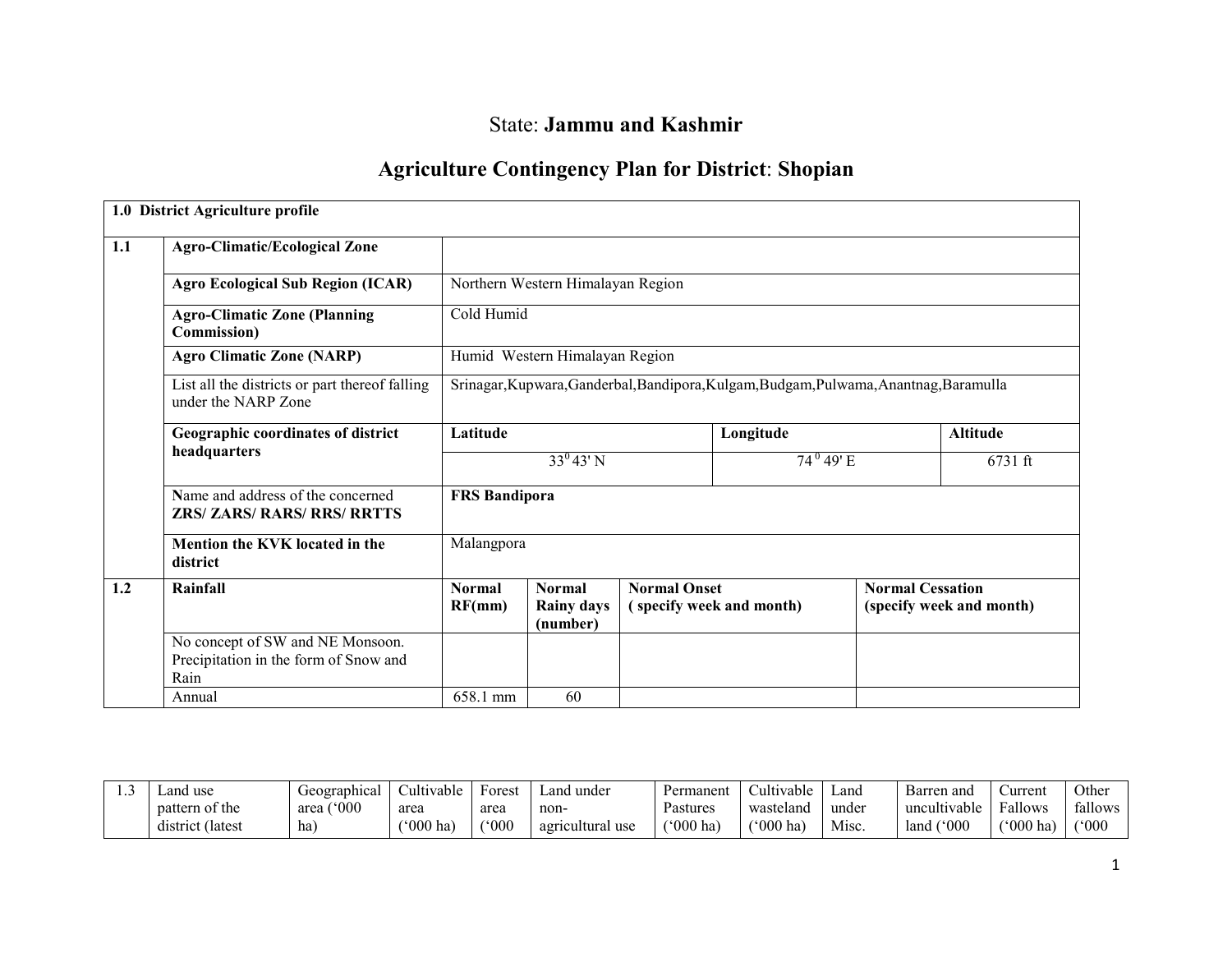# State: **Jammu and Kashmir**

## Agriculture Contingency Plan for District: Shopian

| **1.0 District Agriculture profile** | | | | | | |
|---|---|---|---|---|---|---|
| **1.1** | **Agro-Climatic/Ecological Zone** | | | | | |
| | **Agro Ecological Sub Region (ICAR)** | Northern Western Himalayan Region | | | | |
| | **Agro-Climatic Zone (Planning Commission)** | Cold Humid | | | | |
| | **Agro Climatic Zone (NARP)** | Humid Western Himalayan Region | | | | |
| | List all the districts or part thereof falling under the NARP Zone | Srinagar,Kupwara,Ganderbal,Bandipora,Kulgam,Budgam,Pulwama,Anantnag,Baramulla | | | | |
| | **Geographic coordinates of district headquarters** | **Latitude** | | **Longitude** | | **Altitude** |
| | | $33^0$ 43' N | | $74^0$ 49' E | | 6731 ft |
| | **N**ame and address of the concerned **ZRS/ ZARS/ RARS/ RRS/ RRTTS** | **FRS Bandipora** | | | | |
| | **Mention the KVK located in the district** | Malangpora | | | | |
| **1.2** | **Rainfall** | **Normal RF(mm)** | **Normal Rainy days (number)** | **Normal Onset ( specify week and month)** | | **Normal Cessation (specify week and month)** |
| | No concept of SW and NE Monsoon. Precipitation in the form of Snow and Rain | | | | | |
| | Annual | 658.1 mm | 60 | | | |

| 1.3 | Land use pattern of the district (latest | Geographical area ('000 ha) | Cultivable area ('000 ha) | Forest area ('000 | Land under non-agricultural use | Permanent Pastures ('000 ha) | Cultivable wasteland ('000 ha) | Land under Misc. | Barren and uncultivable land ('000 | Current Fallows ('000 ha) | Other fallows ('000 |
|---|---|---|---|---|---|---|---|---|---|---|---|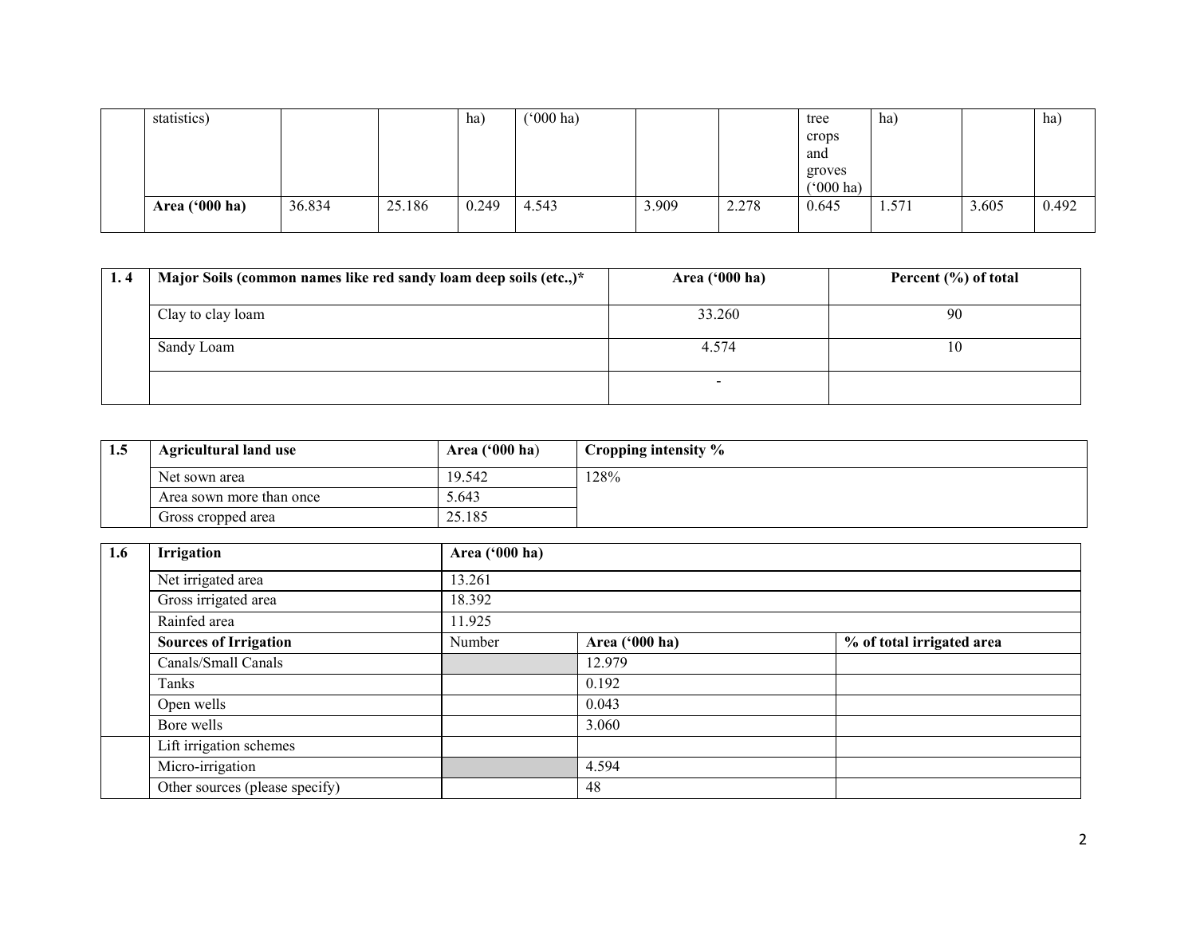|  | statistics) |  |  | ha) | ('000 ha) |  |  | tree crops and groves ('000 ha) | ha) |  | ha) |
|---|---|---|---|---|---|---|---|---|---|---|---|
|  | **Area ('000 ha)** | 36.834 | 25.186 | 0.249 | 4.543 | 3.909 | 2.278 | 0.645 | 1.571 | 3.605 | 0.492 |

| 1. 4 | Major Soils (common names like red sandy loam deep soils (etc.,)* | Area ('000 ha) | Percent (%) of total |
|---|---|---|---|
|  | Clay to clay loam | 33.260 | 90 |
|  | Sandy Loam | 4.574 | 10 |
|  |  | - |  |

| 1.5 | Agricultural land use | Area ('000 ha) | Cropping intensity % |
|---|---|---|---|
|  | Net sown area | 19.542 | 128% |
|  | Area sown more than once | 5.643 |  |
|  | Gross cropped area | 25.185 |  |

| 1.6 | Irrigation | Area ('000 ha) |  |  |
|---|---|---|---|---|
|  | Net irrigated area | 13.261 |  |  |
|  | Gross irrigated area | 18.392 |  |  |
|  | Rainfed area | 11.925 |  |  |
|  | **Sources of Irrigation** | Number | **Area ('000 ha)** | **% of total irrigated area** |
|  | Canals/Small Canals |  | 12.979 |  |
|  | Tanks |  | 0.192 |  |
|  | Open wells |  | 0.043 |  |
|  | Bore wells |  | 3.060 |  |
|  | Lift irrigation schemes |  |  |  |
|  | Micro-irrigation |  | 4.594 |  |
|  | Other sources (please specify) |  | 48 |  |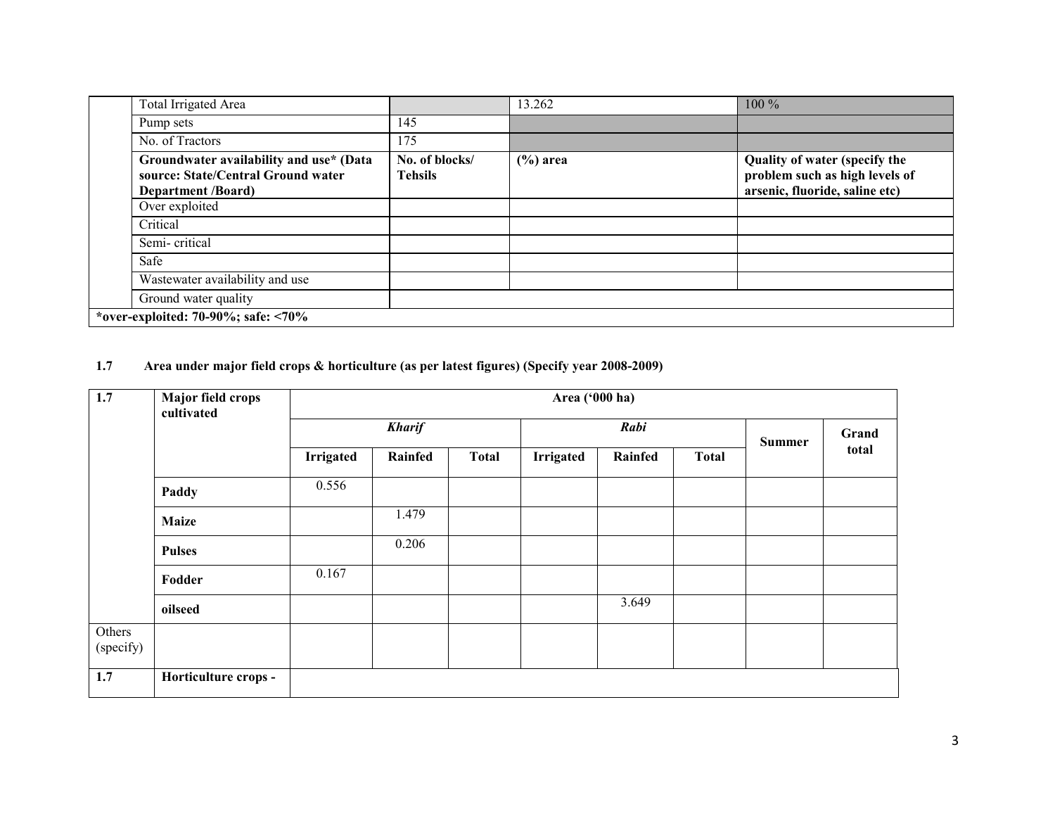| | Total Irrigated Area | | 13.262 | 100 % |
|---|---|---|---|---|
| | Pump sets | 145 | | |
| | No. of Tractors | 175 | | |
| | **Groundwater availability and use* (Data source: State/Central Ground water Department /Board)** | **No. of blocks/ Tehsils** | **(%) area** | **Quality of water (specify the problem such as high levels of arsenic, fluoride, saline etc)** |
| | Over exploited | | | |
| | Critical | | | |
| | Semi- critical | | | |
| | Safe | | | |
| | Wastewater availability and use | | | |
| | Ground water quality | | | |
| **\*over-exploited: 70-90%; safe: <70%** | | | | |

**1.7 Area under major field crops & horticulture (as per latest figures) (Specify year 2008-2009)**

| 1.7 | Major field crops cultivated | Area ('000 ha) | | | | | | | |
|---|---|---|---|---|---|---|---|---|---|
| | | ***Kharif*** | | | ***Rabi*** | | | **Summer** | **Grand total** |
| | | **Irrigated** | **Rainfed** | **Total** | **Irrigated** | **Rainfed** | **Total** | | |
| | **Paddy** | 0.556 | | | | | | | |
| | **Maize** | | 1.479 | | | | | | |
| | **Pulses** | | 0.206 | | | | | | |
| | **Fodder** | 0.167 | | | | | | | |
| | **oilseed** | | | | | 3.649 | | | |
| Others (specify) | | | | | | | | | |
| **1.7** | **Horticulture crops -** | | | | | | | | |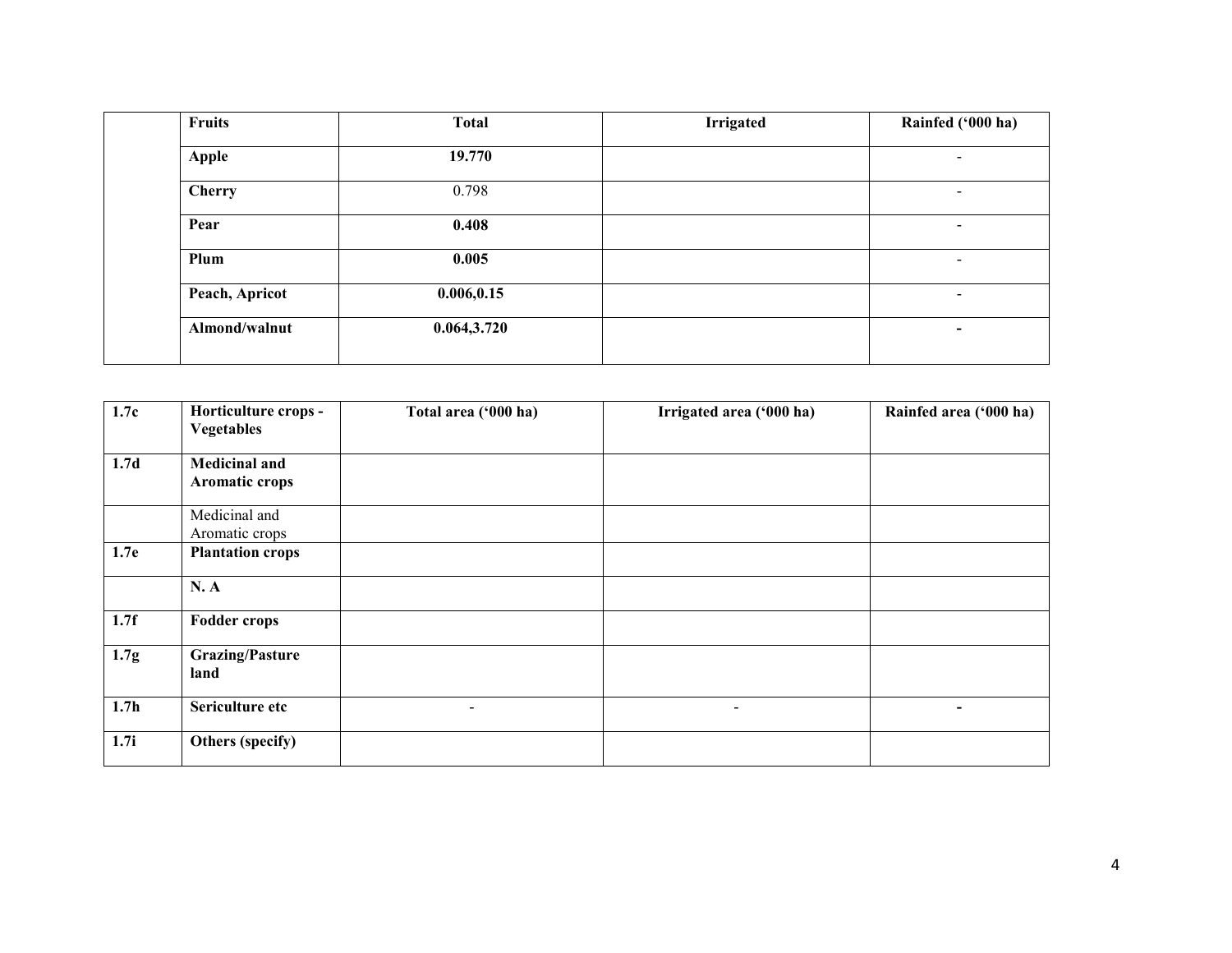| | Fruits | Total | Irrigated | Rainfed ('000 ha) |
|---|---|---|---|---|
| | **Apple** | **19.770** | | - |
| | **Cherry** | 0.798 | | - |
| | **Pear** | **0.408** | | - |
| | **Plum** | **0.005** | | - |
| | **Peach, Apricot** | **0.006,0.15** | | - |
| | **Almond/walnut** | **0.064,3.720** | | **-** |

| **1.7c** | **Horticulture crops - Vegetables** | **Total area ('000 ha)** | **Irrigated area ('000 ha)** | **Rainfed area ('000 ha)** |
|---|---|---|---|---|
| **1.7d** | **Medicinal and Aromatic crops** | | | |
| | Medicinal and Aromatic crops | | | |
| **1.7e** | **Plantation crops** | | | |
| | **N. A** | | | |
| **1.7f** | **Fodder crops** | | | |
| **1.7g** | **Grazing/Pasture land** | | | |
| **1.7h** | **Sericulture etc** | - | - | **-** |
| **1.7i** | **Others (specify)** | | | |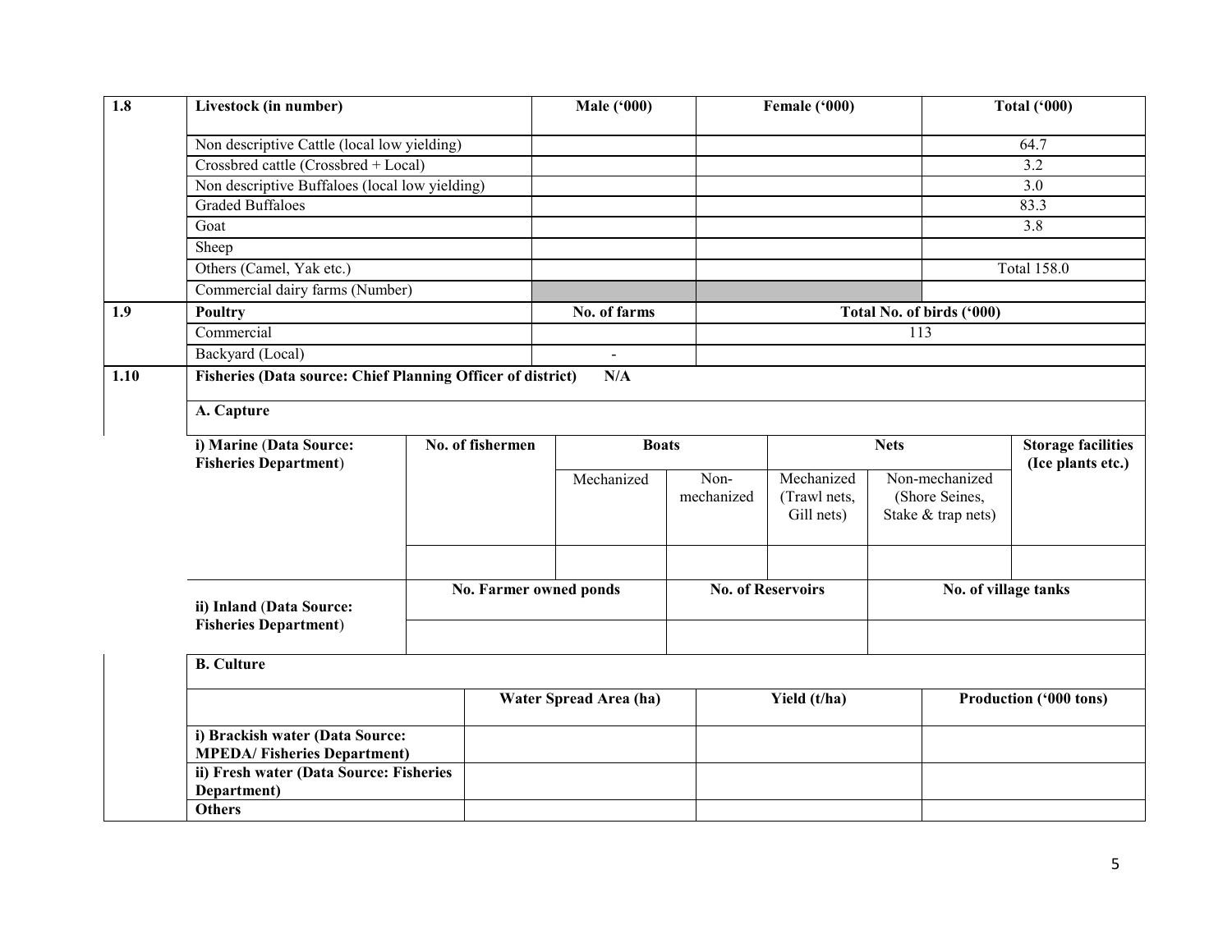| 1.8 | Livestock (in number) | Male ('000) | Female ('000) | Total ('000) |
|---|---|---|---|---|
| | Non descriptive Cattle (local low yielding) | | | 64.7 |
| | Crossbred cattle (Crossbred + Local) | | | 3.2 |
| | Non descriptive Buffaloes (local low yielding) | | | 3.0 |
| | Graded Buffaloes | | | 83.3 |
| | Goat | | | 3.8 |
| | Sheep | | | |
| | Others (Camel, Yak etc.) | | | Total 158.0 |
| | Commercial dairy farms (Number) | | | |
| **1.9** | **Poultry** | **No. of farms** | **Total No. of birds ('000)** | |
| | Commercial | | 113 | |
| | Backyard (Local) | - | | |

**1.10 Fisheries (Data source: Chief Planning Officer of district) N/A**

**A. Capture**

| i) Marine (Data Source: Fisheries Department) | No. of fishermen | Boats | | Nets | | Storage facilities (Ice plants etc.) |
|---|---|---|---|---|---|---|
| | | Mechanized | Non-mechanized | Mechanized (Trawl nets, Gill nets) | Non-mechanized (Shore Seines, Stake & trap nets) | |
| | | | | | | |

| ii) Inland (Data Source: Fisheries Department) | No. Farmer owned ponds | No. of Reservoirs | No. of village tanks |
|---|---|---|---|
| | | | |

**B. Culture**

| | Water Spread Area (ha) | Yield (t/ha) | Production ('000 tons) |
|---|---|---|---|
| **i) Brackish water (Data Source: MPEDA/ Fisheries Department)** | | | |
| **ii) Fresh water (Data Source: Fisheries Department)** | | | |
| **Others** | | | |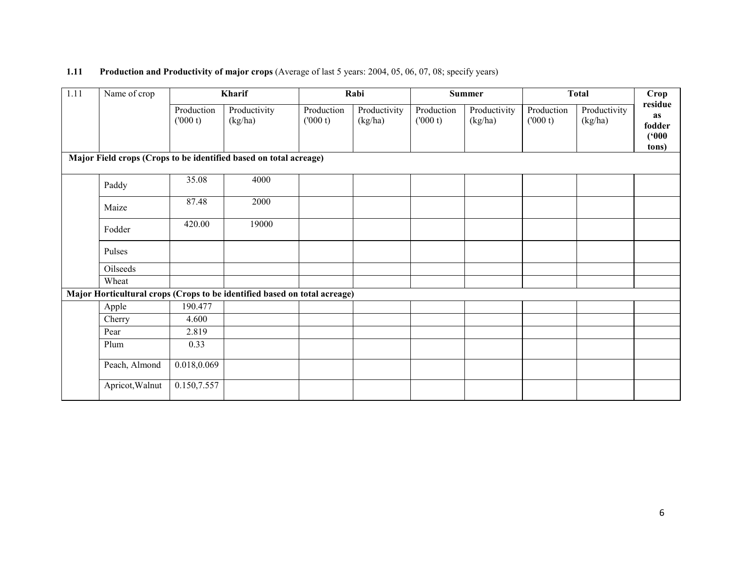**1.11 Production and Productivity of major crops** (Average of last 5 years: 2004, 05, 06, 07, 08; specify years)

| 1.11 | Name of crop | Kharif | | Rabi | | Summer | | Total | | Crop residue as fodder ('000 tons) |
|---|---|---|---|---|---|---|---|---|---|---|
| | | Production ('000 t) | Productivity (kg/ha) | Production ('000 t) | Productivity (kg/ha) | Production ('000 t) | Productivity (kg/ha) | Production ('000 t) | Productivity (kg/ha) | |
| **Major Field crops (Crops to be identified based on total acreage)** | | | | | | | | | | |
| | Paddy | 35.08 | 4000 | | | | | | | |
| | Maize | 87.48 | 2000 | | | | | | | |
| | Fodder | 420.00 | 19000 | | | | | | | |
| | Pulses | | | | | | | | | |
| | Oilseeds | | | | | | | | | |
| | Wheat | | | | | | | | | |
| **Major Horticultural crops (Crops to be identified based on total acreage)** | | | | | | | | | | |
| | Apple | 190.477 | | | | | | | | |
| | Cherry | 4.600 | | | | | | | | |
| | Pear | 2.819 | | | | | | | | |
| | Plum | 0.33 | | | | | | | | |
| | Peach, Almond | 0.018,0.069 | | | | | | | | |
| | Apricot,Walnut | 0.150,7.557 | | | | | | | | |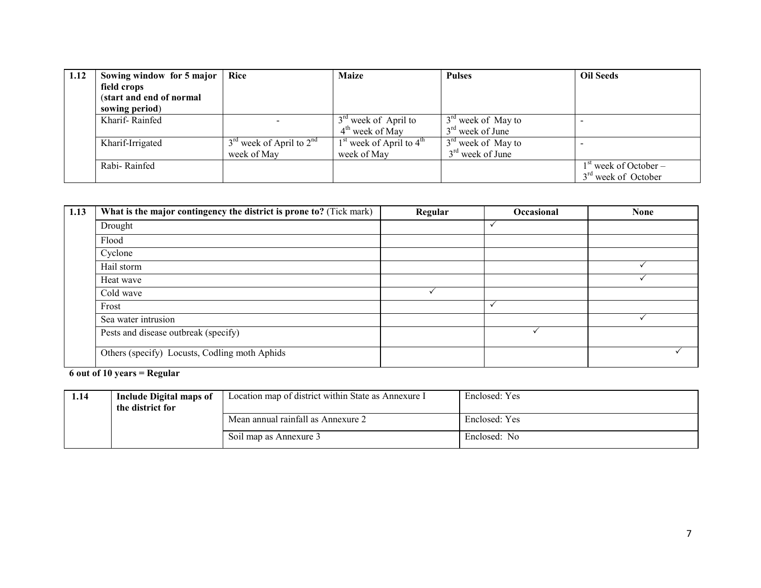| 1.12 | Sowing window for 5 major field crops (start and end of normal sowing period) | Rice | Maize | Pulses | Oil Seeds |
|---|---|---|---|---|---|
| | Kharif- Rainfed | - | 3rd week of April to 4th week of May | 3rd week of May to 3rd week of June | - |
| | Kharif-Irrigated | 3rd week of April to 2nd week of May | 1st week of April to 4th week of May | 3rd week of May to 3rd week of June | - |
| | Rabi- Rainfed | | | | 1st week of October – 3rd week of October |

| 1.13 | What is the major contingency the district is prone to? (Tick mark) | Regular | Occasional | None |
|---|---|---|---|---|
| | Drought | | ✓ | |
| | Flood | | | |
| | Cyclone | | | |
| | Hail storm | | | ✓ |
| | Heat wave | | | ✓ |
| | Cold wave | ✓ | | |
| | Frost | | ✓ | |
| | Sea water intrusion | | | ✓ |
| | Pests and disease outbreak (specify) | | ✓ | |
| | Others (specify) Locusts, Codling moth Aphids | | | ✓ |

**6 out of 10 years = Regular**

| 1.14 | Include Digital maps of the district for | Location map of district within State as Annexure I | Enclosed: Yes |
|---|---|---|---|
| | | Mean annual rainfall as Annexure 2 | Enclosed: Yes |
| | | Soil map as Annexure 3 | Enclosed: No |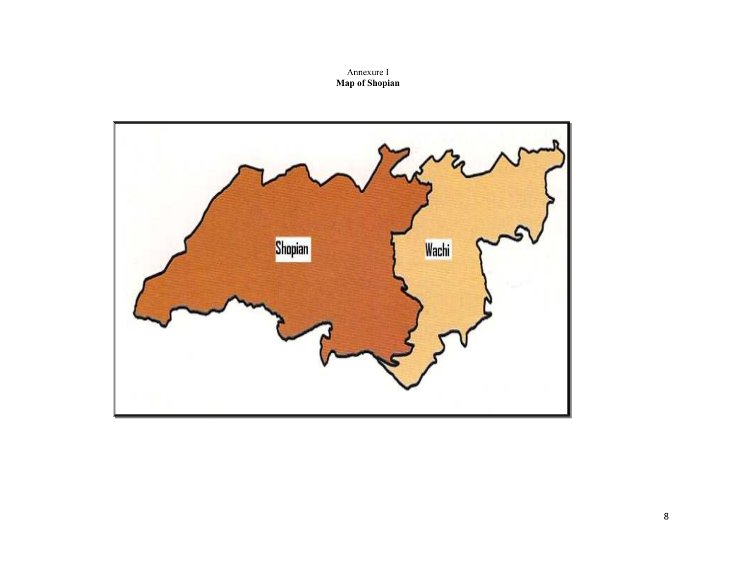Annexure I

**Map of Shopian**

Shopian

Wachi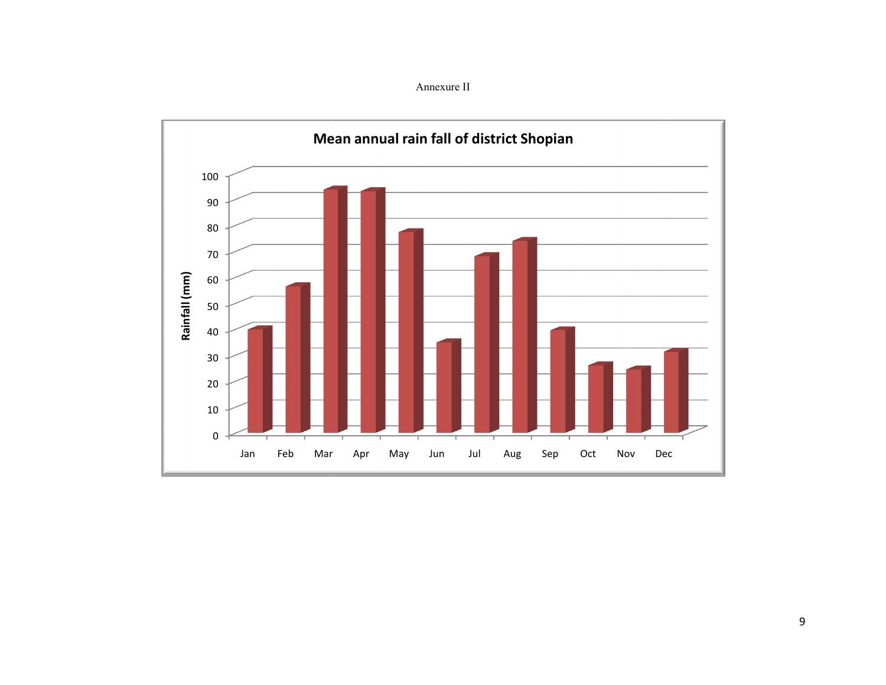Annexure II

**Mean annual rain fall of district Shopian**

Rainfall (mm)

100
90
80
70
60
50
40
30
20
10
0

Jan Feb Mar Apr May Jun Jul Aug Sep Oct Nov Dec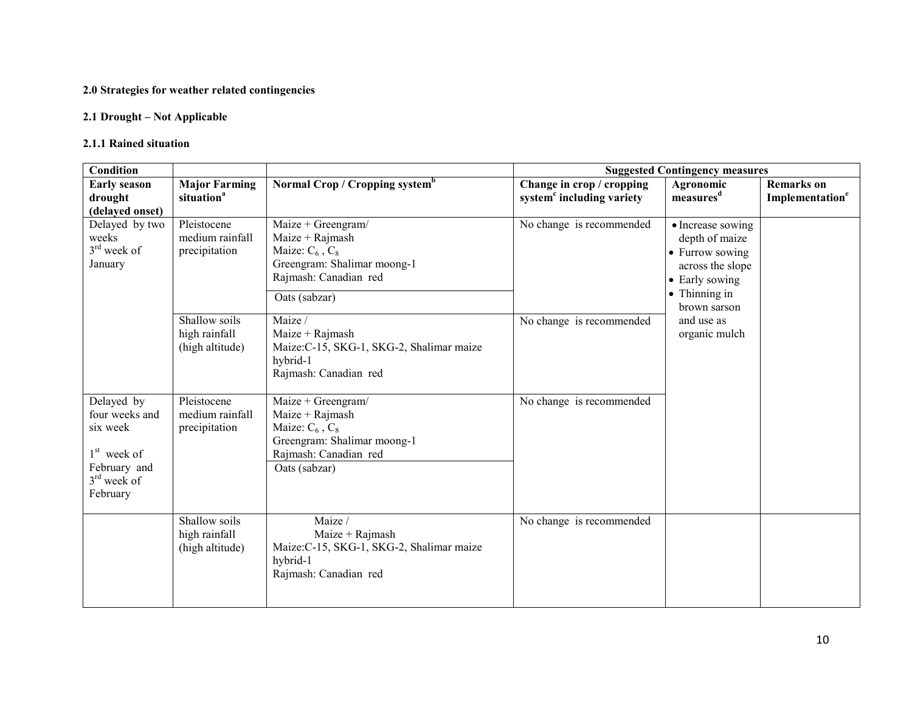**2.0 Strategies for weather related contingencies**

**2.1 Drought – Not Applicable**

**2.1.1 Rained situation**

| Condition | | | Suggested Contingency measures | | |
|---|---|---|---|---|---|
| **Early season drought (delayed onset)** | **Major Farming situation[a]** | **Normal Crop / Cropping system[b]** | **Change in crop / cropping system[c] including variety** | **Agronomic measures[d]** | **Remarks on Implementation[e]** |
| Delayed by two weeks 3[rd] week of January | Pleistocene medium rainfall precipitation | Maize + Greengram/ Maize + Rajmash Maize: $C_6$ , $C_8$ Greengram: Shalimar moong-1 Rajmash: Canadian red | No change is recommended | • Increase sowing depth of maize • Furrow sowing across the slope • Early sowing • Thinning in brown sarson and use as organic mulch | |
| | | Oats (sabzar) | | | |
| | Shallow soils high rainfall (high altitude) | Maize / Maize + Rajmash Maize:C-15, SKG-1, SKG-2, Shalimar maize hybrid-1 Rajmash: Canadian red | No change is recommended | | |
| Delayed by four weeks and six week 1[st] week of February and 3[rd] week of February | Pleistocene medium rainfall precipitation | Maize + Greengram/ Maize + Rajmash Maize: $C_6$ , $C_8$ Greengram: Shalimar moong-1 Rajmash: Canadian red | No change is recommended | | |
| | | Oats (sabzar) | | | |
| | Shallow soils high rainfall (high altitude) | Maize / Maize + Rajmash Maize:C-15, SKG-1, SKG-2, Shalimar maize hybrid-1 Rajmash: Canadian red | No change is recommended | | |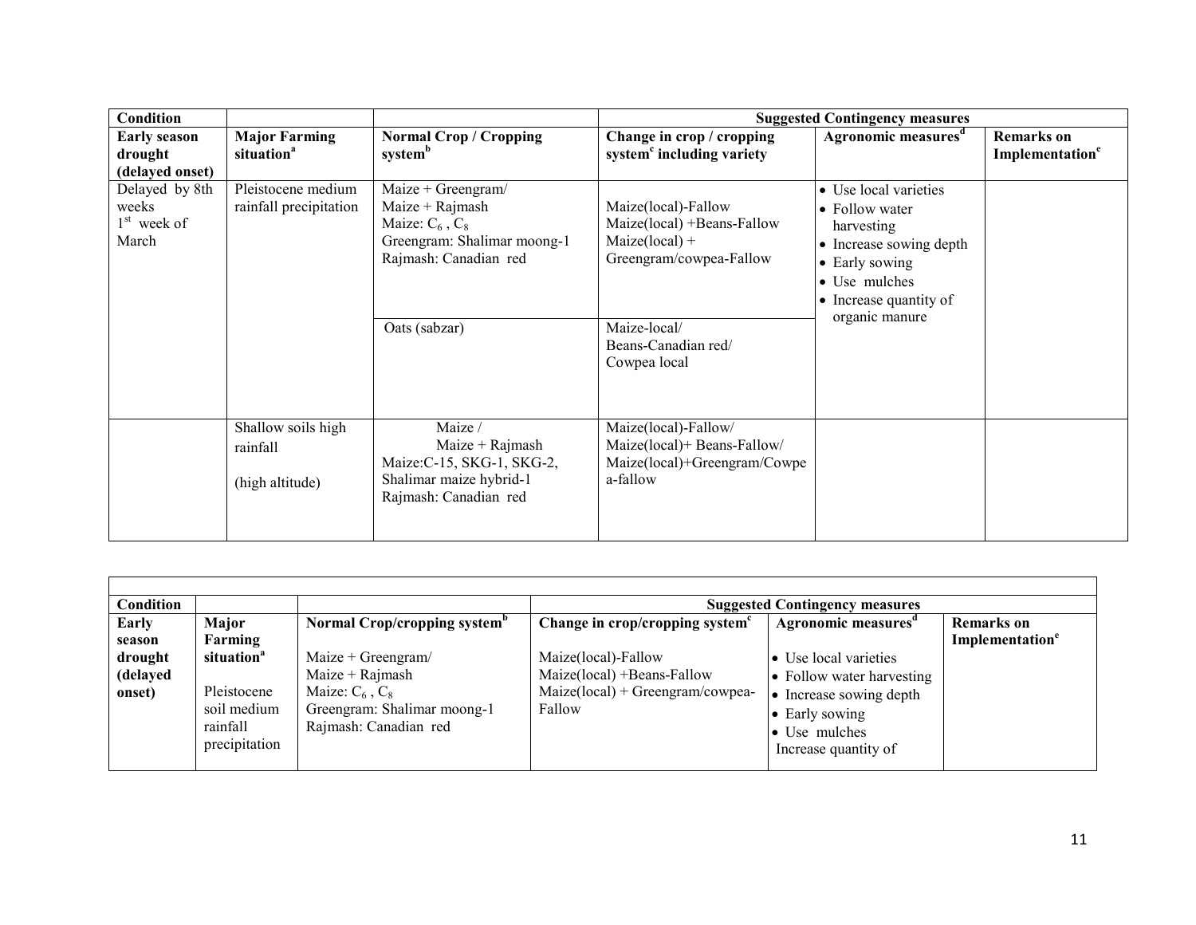| Condition | | | Suggested Contingency measures | | |
|---|---|---|---|---|---|
| **Early season drought (delayed onset)** | **Major Farming situation[a]** | **Normal Crop / Cropping system[b]** | **Change in crop / cropping system[c] including variety** | **Agronomic measures[d]** | **Remarks on Implementation[e]** |
| Delayed by 8th weeks 1st week of March | Pleistocene medium rainfall precipitation | Maize + Greengram/ Maize + Rajmash Maize: $C_6$ , $C_8$ Greengram: Shalimar moong-1 Rajmash: Canadian red | Maize(local)-Fallow Maize(local) +Beans-Fallow Maize(local) + Greengram/cowpea-Fallow | • Use local varieties • Follow water harvesting • Increase sowing depth • Early sowing • Use mulches • Increase quantity of organic manure | |
| | | Oats (sabzar) | Maize-local/ Beans-Canadian red/ Cowpea local | | |
| | Shallow soils high rainfall (high altitude) | Maize / Maize + Rajmash Maize:C-15, SKG-1, SKG-2, Shalimar maize hybrid-1 Rajmash: Canadian red | Maize(local)-Fallow/ Maize(local)+ Beans-Fallow/ Maize(local)+Greengram/Cowpea-fallow | | |

| Condition | | | Suggested Contingency measures | | |
|---|---|---|---|---|---|
| **Early season drought (delayed onset)** | **Major Farming situation[a]** Pleistocene soil medium rainfall precipitation | **Normal Crop/cropping system[b]** Maize + Greengram/ Maize + Rajmash Maize: $C_6$ , $C_8$ Greengram: Shalimar moong-1 Rajmash: Canadian red | **Change in crop/cropping system[c]** Maize(local)-Fallow Maize(local) +Beans-Fallow Maize(local) + Greengram/cowpea-Fallow | **Agronomic measures[d]** • Use local varieties • Follow water harvesting • Increase sowing depth • Early sowing • Use mulches Increase quantity of | **Remarks on Implementation[e]** |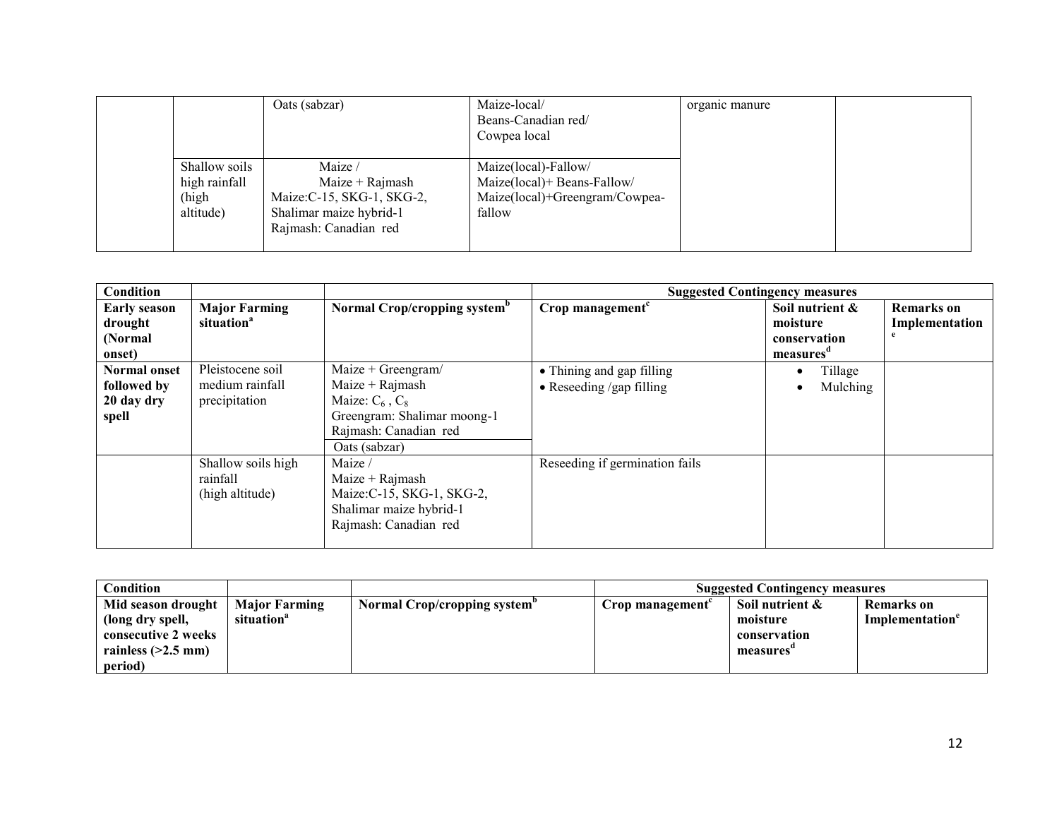| | | | | | |
|---|---|---|---|---|---|
| | | Oats (sabzar) | Maize-local/ Beans-Canadian red/ Cowpea local | organic manure | |
| | Shallow soils high rainfall (high altitude) | Maize / Maize + Rajmash Maize:C-15, SKG-1, SKG-2, Shalimar maize hybrid-1 Rajmash: Canadian red | Maize(local)-Fallow/ Maize(local)+ Beans-Fallow/ Maize(local)+Greengram/Cowpea-fallow | | |

| Condition | | | Suggested Contingency measures | | |
|---|---|---|---|---|---|
| **Early season drought (Normal onset)** | **Major Farming situation[a]** | **Normal Crop/cropping system[b]** | **Crop management[c]** | **Soil nutrient & moisture conservation measures[d]** | **Remarks on Implementation[e]** |
| **Normal onset followed by 20 day dry spell** | Pleistocene soil medium rainfall precipitation | Maize + Greengram/ Maize + Rajmash Maize: $C_6$ , $C_8$ Greengram: Shalimar moong-1 Rajmash: Canadian red | • Thining and gap filling<br>• Reseeding /gap filling | • Tillage<br>• Mulching | |
| | | Oats (sabzar) | | | |
| | Shallow soils high rainfall (high altitude) | Maize / Maize + Rajmash Maize:C-15, SKG-1, SKG-2, Shalimar maize hybrid-1 Rajmash: Canadian red | Reseeding if germination fails | | |

| Condition | | | Suggested Contingency measures | | |
|---|---|---|---|---|---|
| **Mid season drought (long dry spell, consecutive 2 weeks rainless (>2.5 mm) period)** | **Major Farming situation[a]** | **Normal Crop/cropping system[b]** | **Crop management[c]** | **Soil nutrient & moisture conservation measures[d]** | **Remarks on Implementation[e]** |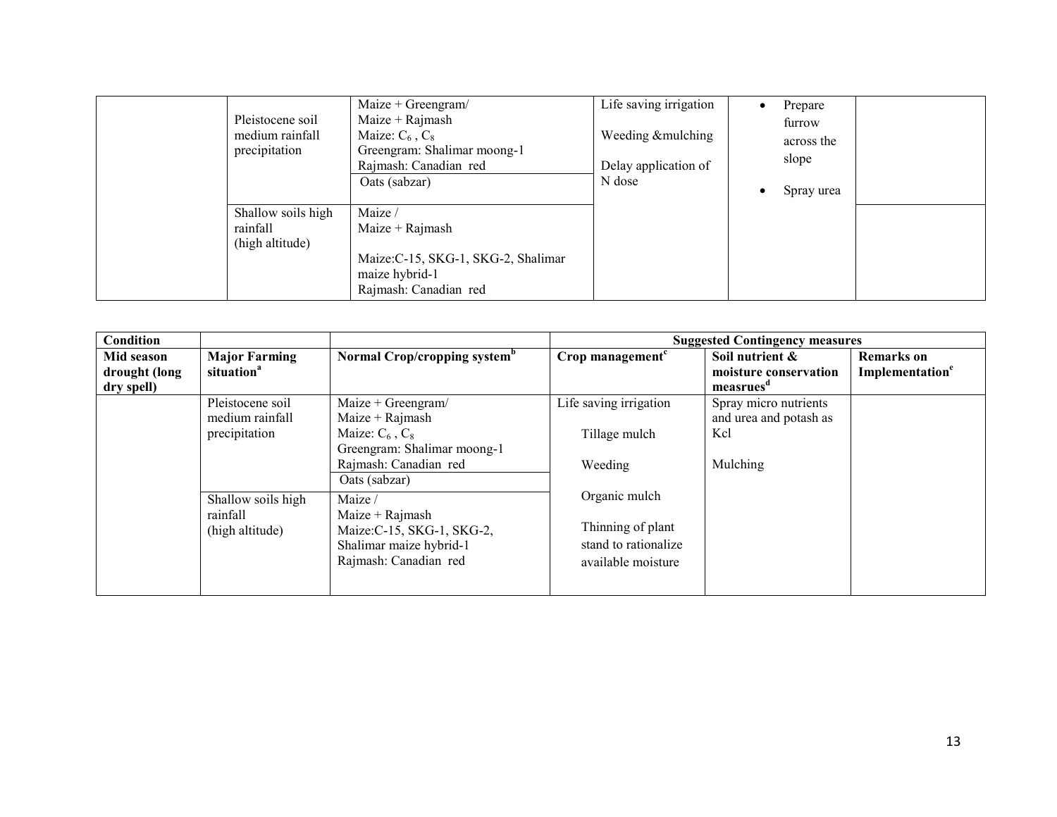| | | | | | |
|---|---|---|---|---|---|
| | Pleistocene soil medium rainfall precipitation | Maize + Greengram/ Maize + Rajmash Maize: $C_6$ , $C_8$ Greengram: Shalimar moong-1 Rajmash: Canadian red | Life saving irrigation<br>Weeding &mulching<br>Delay application of N dose | • Prepare furrow across the slope<br>• Spray urea | |
| | | Oats (sabzar) | | | |
| | Shallow soils high rainfall (high altitude) | Maize / Maize + Rajmash<br>Maize:C-15, SKG-1, SKG-2, Shalimar maize hybrid-1 Rajmash: Canadian red | | | |

| Condition | | | Suggested Contingency measures | | |
|---|---|---|---|---|---|
| **Mid season drought (long dry spell)** | **Major Farming situation[a]** | **Normal Crop/cropping system[b]** | **Crop management[c]** | **Soil nutrient & moisture conservation measrues[d]** | **Remarks on Implementation[e]** |
| | Pleistocene soil medium rainfall precipitation | Maize + Greengram/ Maize + Rajmash Maize: $C_6$ , $C_8$ Greengram: Shalimar moong-1 Rajmash: Canadian red | Life saving irrigation<br>Tillage mulch<br>Weeding<br>Organic mulch<br>Thinning of plant stand to rationalize available moisture | Spray micro nutrients and urea and potash as Kcl<br>Mulching | |
| | | Oats (sabzar) | | | |
| | Shallow soils high rainfall (high altitude) | Maize / Maize + Rajmash Maize:C-15, SKG-1, SKG-2, Shalimar maize hybrid-1 Rajmash: Canadian red | | | |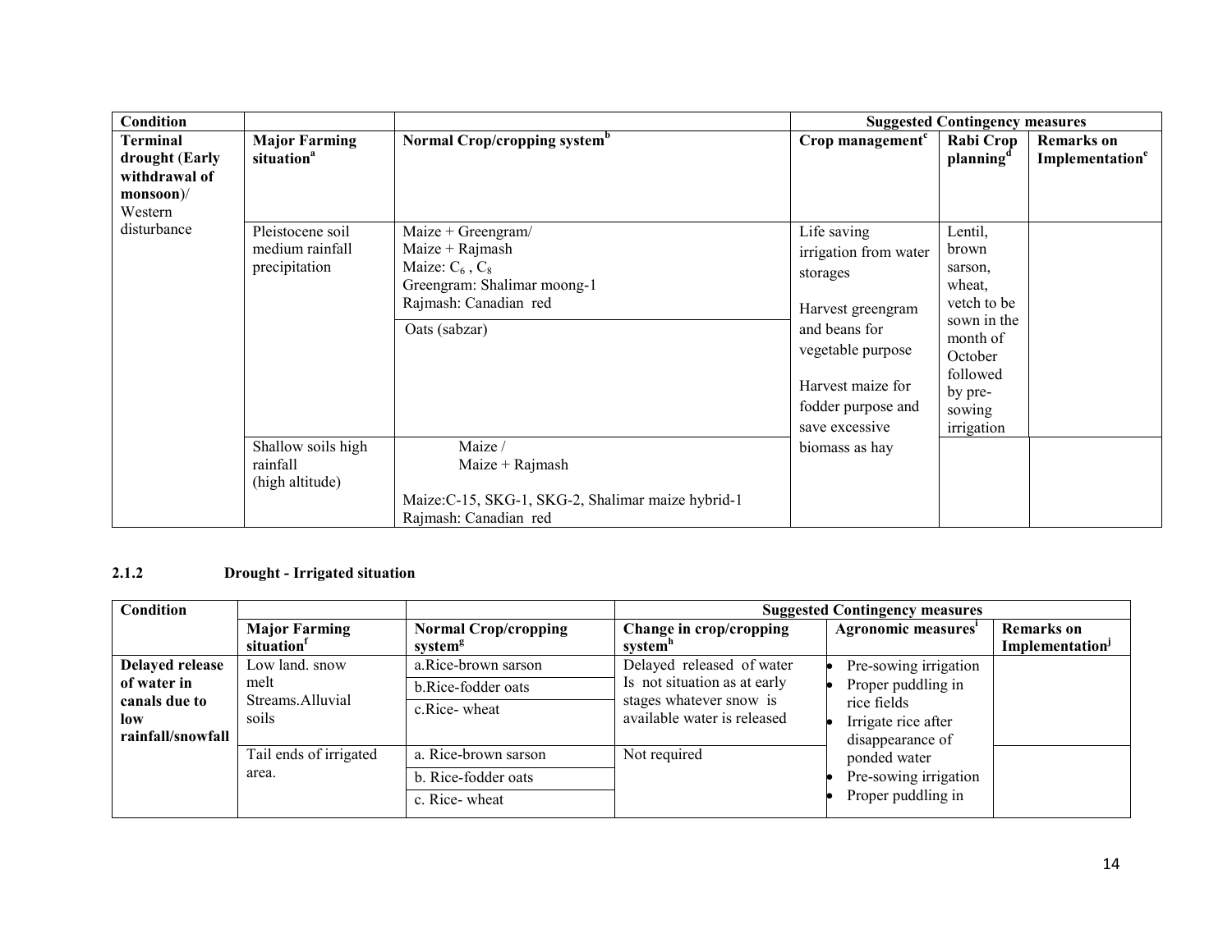| Condition | | | Suggested Contingency measures | | |
|---|---|---|---|---|---|
| Terminal drought (Early withdrawal of monsoon)/ Western disturbance | Major Farming situation[a] | Normal Crop/cropping system[b] | Crop management[c] | Rabi Crop planning[d] | Remarks on Implementation[e] |
| | Pleistocene soil medium rainfall precipitation | Maize + Greengram/ Maize + Rajmash Maize: $C_6$, $C_8$ Greengram: Shalimar moong-1 Rajmash: Canadian red | Life saving irrigation from water storages Harvest greengram and beans for vegetable purpose Harvest maize for fodder purpose and save excessive biomass as hay | Lentil, brown sarson, wheat, vetch to be sown in the month of October followed by pre-sowing irrigation | |
| | | Oats (sabzar) | | | |
| | Shallow soils high rainfall (high altitude) | Maize / Maize + Rajmash Maize:C-15, SKG-1, SKG-2, Shalimar maize hybrid-1 Rajmash: Canadian red | | | |

### 2.1.2 Drought - Irrigated situation

| Condition | | | Suggested Contingency measures | | |
|---|---|---|---|---|---|
| | Major Farming situation[f] | Normal Crop/cropping system[g] | Change in crop/cropping system[h] | Agronomic measures[i] | Remarks on Implementation[j] |
| Delayed release of water in canals due to low rainfall/snowfall | Low land. snow melt Streams.Alluvial soils | a.Rice-brown sarson<br>b.Rice-fodder oats<br>c.Rice- wheat | Delayed released of water Is not situation as at early stages whatever snow is available water is released | • Pre-sowing irrigation<br>• Proper puddling in rice fields<br>• Irrigate rice after disappearance of ponded water<br>• Pre-sowing irrigation<br>• Proper puddling in | |
| | Tail ends of irrigated area. | a. Rice-brown sarson<br>b. Rice-fodder oats<br>c. Rice- wheat | Not required | | |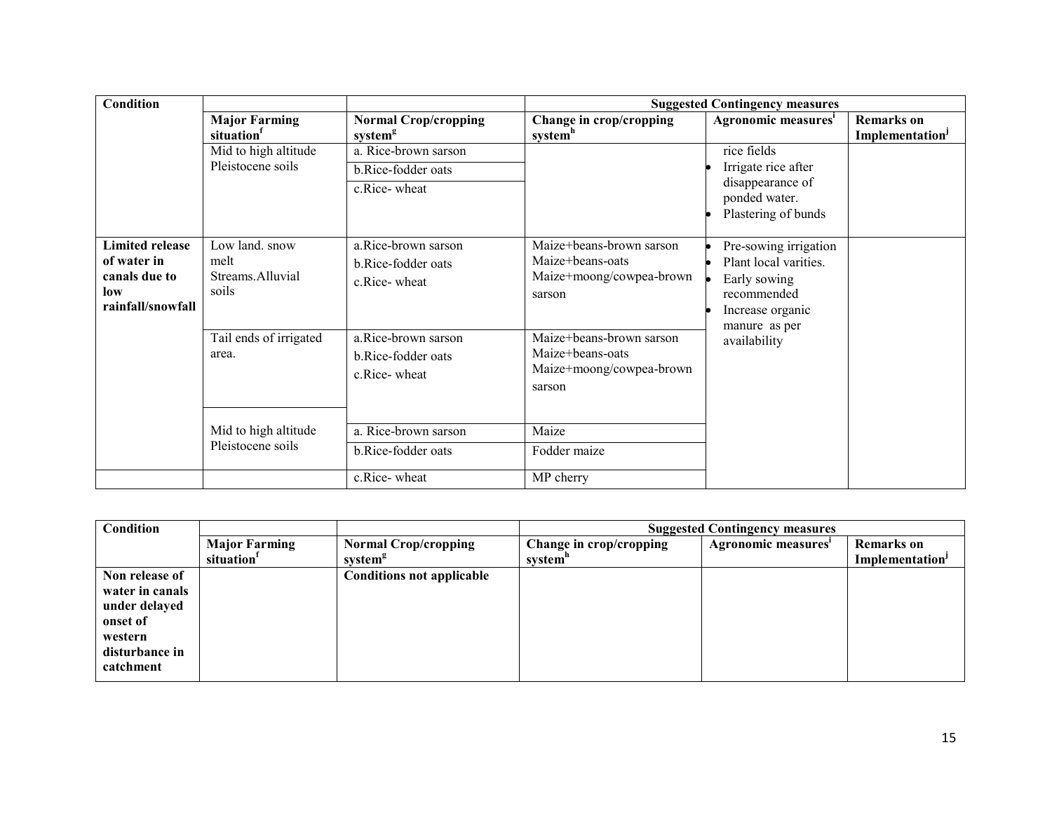| Condition | | | Suggested Contingency measures | | |
|---|---|---|---|---|---|
| | Major Farming situation[f] | Normal Crop/cropping system[g] | Change in crop/cropping system[h] | Agronomic measures[i] | Remarks on Implementation[j] |
| | Mid to high altitude Pleistocene soils | a. Rice-brown sarson<br>b.Rice-fodder oats<br>c.Rice- wheat | | rice fields<br>• Irrigate rice after disappearance of ponded water.<br>• Plastering of bunds | |
| **Limited release of water in canals due to low rainfall/snowfall** | Low land. snow melt Streams.Alluvial soils | a.Rice-brown sarson<br>b.Rice-fodder oats<br>c.Rice- wheat | Maize+beans-brown sarson<br>Maize+beans-oats<br>Maize+moong/cowpea-brown sarson | • Pre-sowing irrigation<br>• Plant local varities.<br>• Early sowing recommended<br>• Increase organic manure as per availability | |
| | Tail ends of irrigated area. | a.Rice-brown sarson<br>b.Rice-fodder oats<br>c.Rice- wheat | Maize+beans-brown sarson<br>Maize+beans-oats<br>Maize+moong/cowpea-brown sarson | | |
| | Mid to high altitude Pleistocene soils | a. Rice-brown sarson | Maize | | |
| | | b.Rice-fodder oats | Fodder maize | | |
| | | c.Rice- wheat | MP cherry | | |

| Condition | | | Suggested Contingency measures | | |
|---|---|---|---|---|---|
| | Major Farming situation[f] | Normal Crop/cropping system[g] | Change in crop/cropping system[h] | Agronomic measures[i] | Remarks on Implementation[j] |
| **Non release of water in canals under delayed onset of western disturbance in catchment** | | **Conditions not applicable** | | | |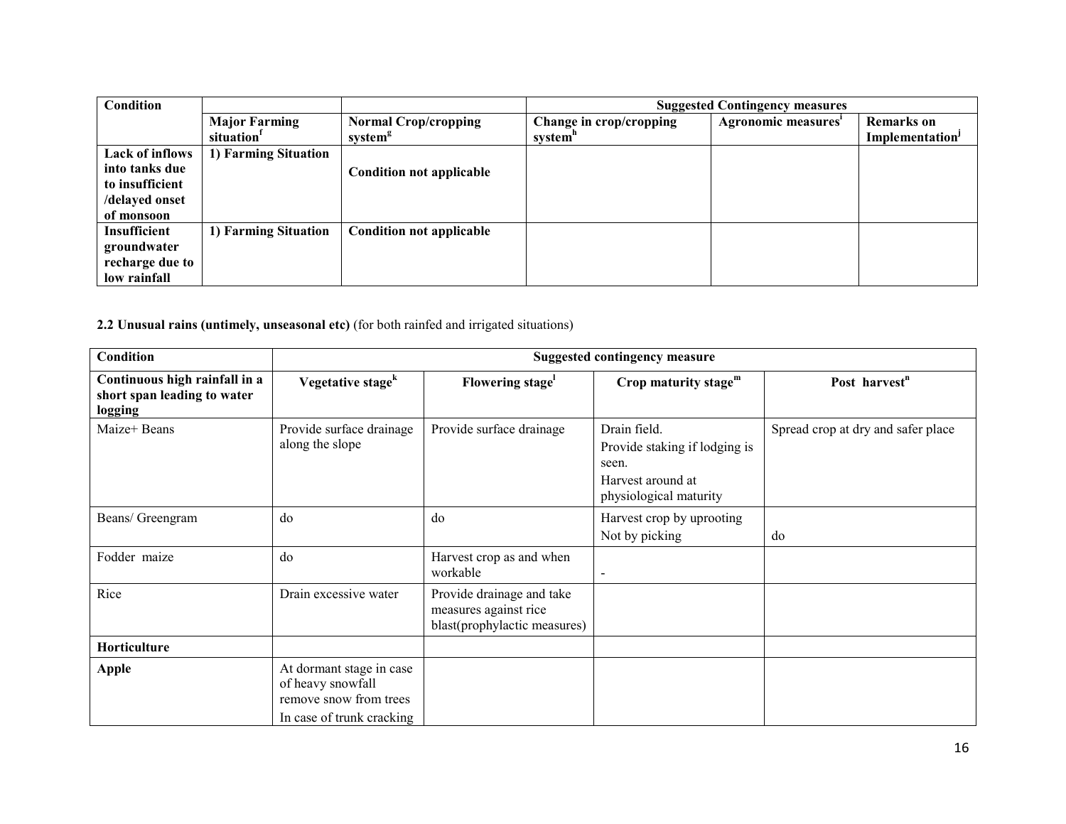| Condition | | | Suggested Contingency measures | | |
|---|---|---|---|---|---|
| | **Major Farming situation[f]** | **Normal Crop/cropping system[g]** | **Change in crop/cropping system[h]** | **Agronomic measures[i]** | **Remarks on Implementation[j]** |
| **Lack of inflows into tanks due to insufficient /delayed onset of monsoon** | **1) Farming Situation** | **Condition not applicable** | | | |
| **Insufficient groundwater recharge due to low rainfall** | **1) Farming Situation** | **Condition not applicable** | | | |

**2.2 Unusual rains (untimely, unseasonal etc)** (for both rainfed and irrigated situations)

| Condition | Suggested contingency measure | | | |
|---|---|---|---|---|
| **Continuous high rainfall in a short span leading to water logging** | **Vegetative stage[k]** | **Flowering stage[l]** | **Crop maturity stage[m]** | **Post harvest[n]** |
| Maize+ Beans | Provide surface drainage along the slope | Provide surface drainage | Drain field.<br>Provide staking if lodging is seen.<br>Harvest around at physiological maturity | Spread crop at dry and safer place |
| Beans/ Greengram | do | do | Harvest crop by uprooting<br>Not by picking | do |
| Fodder maize | do | Harvest crop as and when workable | - | |
| Rice | Drain excessive water | Provide drainage and take measures against rice blast(prophylactic measures) | | |
| **Horticulture** | | | | |
| **Apple** | At dormant stage in case of heavy snowfall remove snow from trees<br>In case of trunk cracking | | | |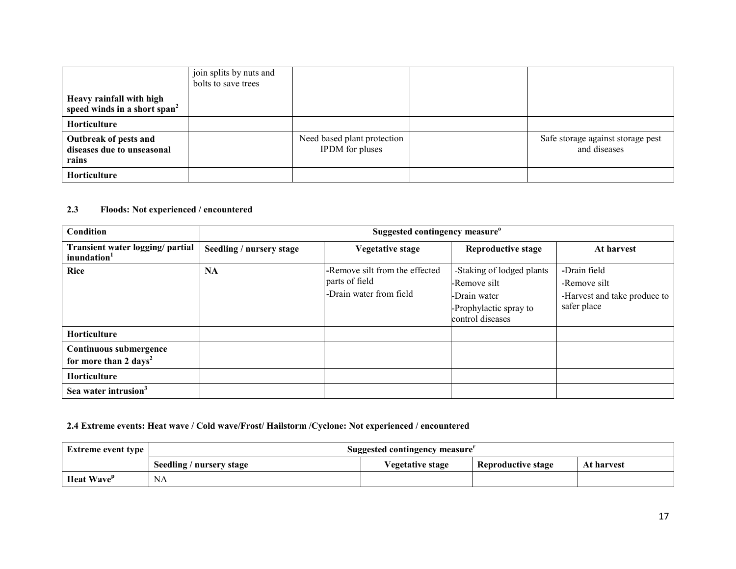| | join splits by nuts and bolts to save trees | | | |
|---|---|---|---|---|
| **Heavy rainfall with high speed winds in a short span[2]** | | | | |
| **Horticulture** | | | | |
| **Outbreak of pests and diseases due to unseasonal rains** | | Need based plant protection IPDM for pluses | | Safe storage against storage pest and diseases |
| **Horticulture** | | | | |

### 2.3 Floods: Not experienced / encountered

| **Condition** | **Suggested contingency measure[o]** | | | |
|---|---|---|---|---|
| **Transient water logging/ partial inundation[1]** | **Seedling / nursery stage** | **Vegetative stage** | **Reproductive stage** | **At harvest** |
| **Rice** | **NA** | -Remove silt from the effected parts of field<br>-Drain water from field | -Staking of lodged plants<br>-Remove silt<br>-Drain water<br>-Prophylactic spray to control diseases | -Drain field<br>-Remove silt<br>-Harvest and take produce to safer place |
| **Horticulture** | | | | |
| **Continuous submergence for more than 2 days[2]** | | | | |
| **Horticulture** | | | | |
| **Sea water intrusion[3]** | | | | |

### 2.4 Extreme events: Heat wave / Cold wave/Frost/ Hailstorm /Cyclone: Not experienced / encountered

| **Extreme event type** | **Suggested contingency measure[r]** | | | |
|---|---|---|---|---|
| | **Seedling / nursery stage** | **Vegetative stage** | **Reproductive stage** | **At harvest** |
| **Heat Wave[p]** | NA | | | |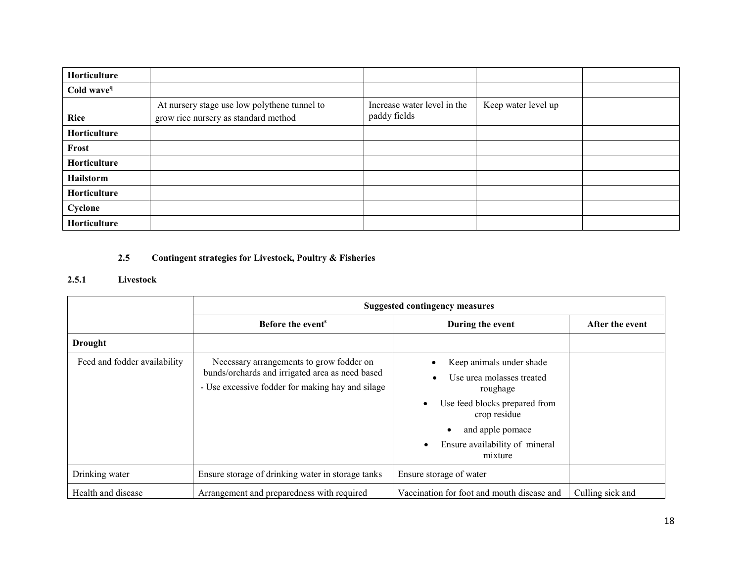| | | | | |
|---|---|---|---|---|
| **Horticulture** | | | | |
| **Cold wave[q]** | | | | |
| **Rice** | At nursery stage use low polythene tunnel to grow rice nursery as standard method | Increase water level in the paddy fields | Keep water level up | |
| **Horticulture** | | | | |
| **Frost** | | | | |
| **Horticulture** | | | | |
| **Hailstorm** | | | | |
| **Horticulture** | | | | |
| **Cyclone** | | | | |
| **Horticulture** | | | | |

## 2.5 Contingent strategies for Livestock, Poultry & Fisheries

### 2.5.1 Livestock

| | **Suggested contingency measures** | | |
|---|---|---|---|
| | **Before the event[s]** | **During the event** | **After the event** |
| **Drought** | | | |
| Feed and fodder availability | Necessary arrangements to grow fodder on bunds/orchards and irrigated area as need based<br>- Use excessive fodder for making hay and silage | • Keep animals under shade<br>• Use urea molasses treated roughage<br>• Use feed blocks prepared from crop residue<br>• and apple pomace<br>• Ensure availability of mineral mixture | |
| Drinking water | Ensure storage of drinking water in storage tanks | Ensure storage of water | |
| Health and disease | Arrangement and preparedness with required | Vaccination for foot and mouth disease and | Culling sick and |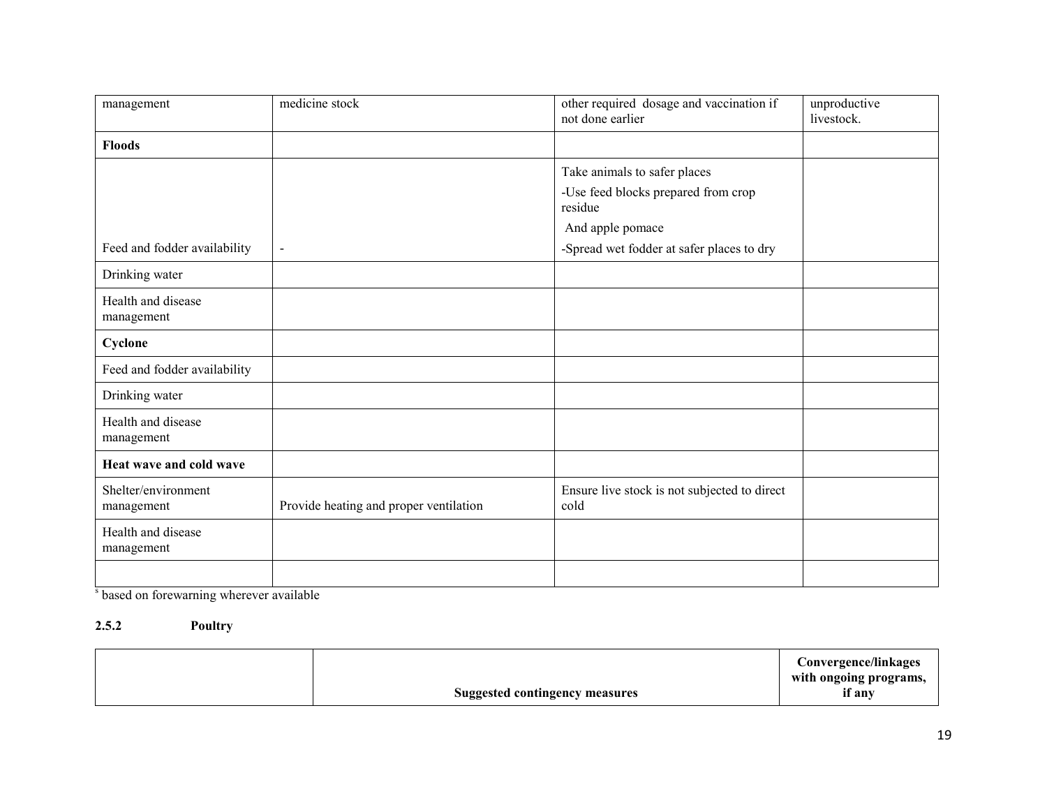| management | medicine stock | other required dosage and vaccination if not done earlier | unproductive livestock. |
|---|---|---|---|
| **Floods** | | | |
| Feed and fodder availability | - | Take animals to safer places<br>-Use feed blocks prepared from crop residue<br>And apple pomace<br>-Spread wet fodder at safer places to dry | |
| Drinking water | | | |
| Health and disease management | | | |
| **Cyclone** | | | |
| Feed and fodder availability | | | |
| Drinking water | | | |
| Health and disease management | | | |
| **Heat wave and cold wave** | | | |
| Shelter/environment management | Provide heating and proper ventilation | Ensure live stock is not subjected to direct cold | |
| Health and disease management | | | |
| | | | |

[s] based on forewarning wherever available

**2.5.2 Poultry**

| | Suggested contingency measures | Convergence/linkages with ongoing programs, if any |
|---|---|---|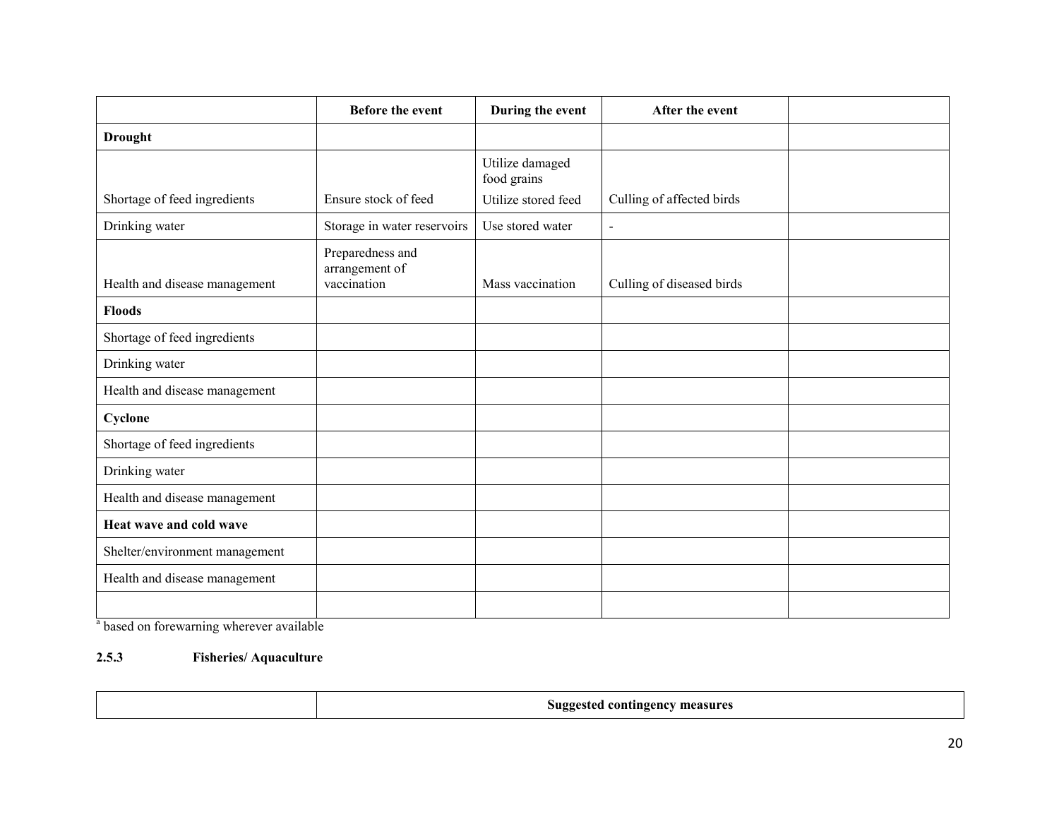| | Before the event | During the event | After the event | |
|---|---|---|---|---|
| **Drought** | | | | |
| Shortage of feed ingredients | Ensure stock of feed | Utilize damaged food grains<br>Utilize stored feed | Culling of affected birds | |
| Drinking water | Storage in water reservoirs | Use stored water | - | |
| Health and disease management | Preparedness and arrangement of vaccination | Mass vaccination | Culling of diseased birds | |
| **Floods** | | | | |
| Shortage of feed ingredients | | | | |
| Drinking water | | | | |
| Health and disease management | | | | |
| **Cyclone** | | | | |
| Shortage of feed ingredients | | | | |
| Drinking water | | | | |
| Health and disease management | | | | |
| **Heat wave and cold wave** | | | | |
| Shelter/environment management | | | | |
| Health and disease management | | | | |
| | | | | |

[a] based on forewarning wherever available

### 2.5.3 Fisheries/ Aquaculture

| | Suggested contingency measures |
|---|---|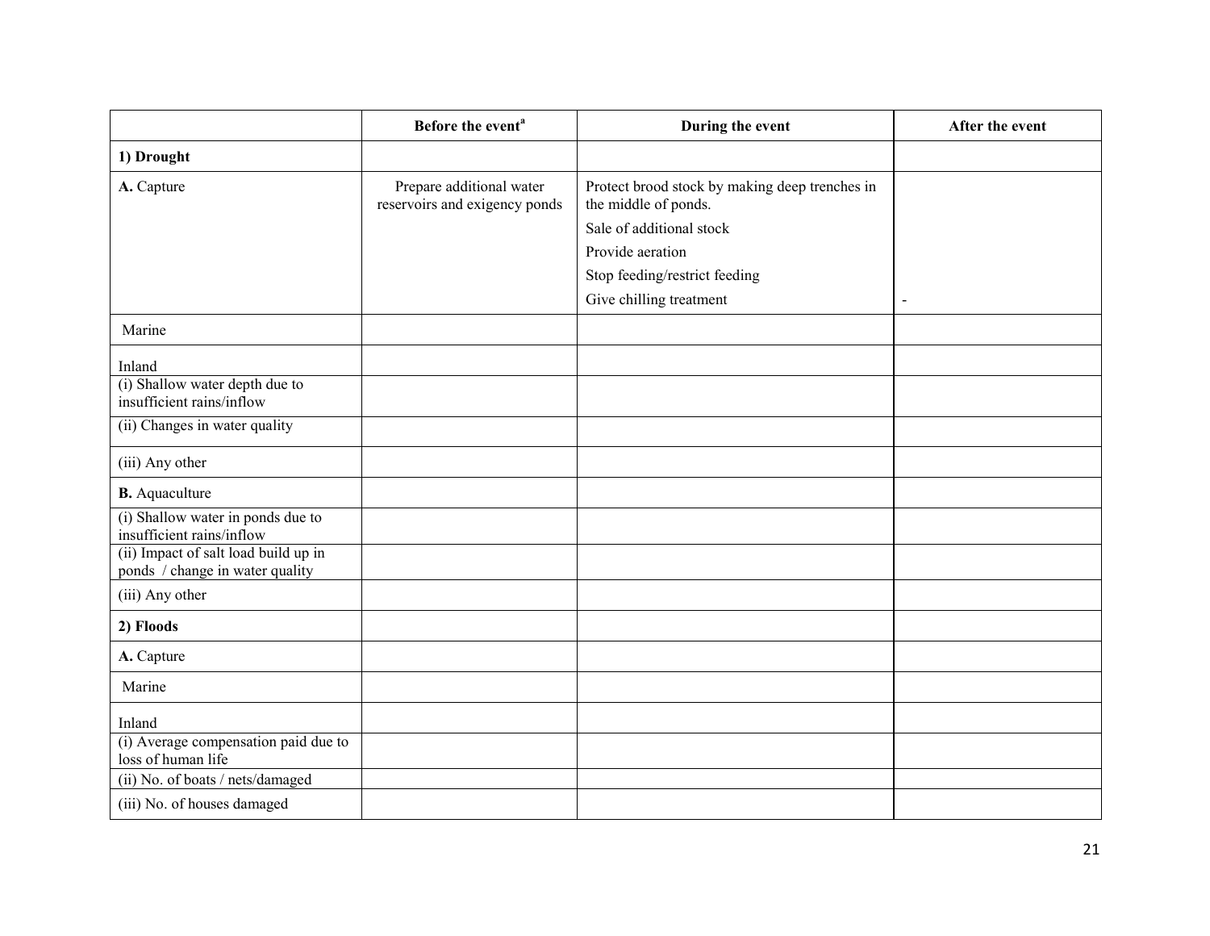| | Before the event[a] | During the event | After the event |
|---|---|---|---|
| **1) Drought** | | | |
| **A.** Capture | Prepare additional water reservoirs and exigency ponds | Protect brood stock by making deep trenches in the middle of ponds.<br>Sale of additional stock<br>Provide aeration<br>Stop feeding/restrict feeding<br>Give chilling treatment | - |
| Marine | | | |
| Inland | | | |
| (i) Shallow water depth due to insufficient rains/inflow | | | |
| (ii) Changes in water quality | | | |
| (iii) Any other | | | |
| **B.** Aquaculture | | | |
| (i) Shallow water in ponds due to insufficient rains/inflow | | | |
| (ii) Impact of salt load build up in ponds / change in water quality | | | |
| (iii) Any other | | | |
| **2) Floods** | | | |
| **A.** Capture | | | |
| Marine | | | |
| Inland | | | |
| (i) Average compensation paid due to loss of human life | | | |
| (ii) No. of boats / nets/damaged | | | |
| (iii) No. of houses damaged | | | |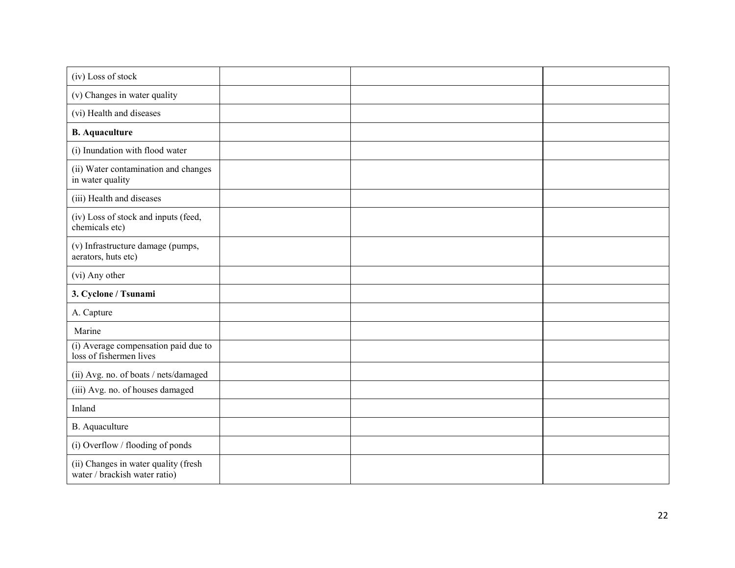| | | | |
|---|---|---|---|
| (iv) Loss of stock | | | |
| (v) Changes in water quality | | | |
| (vi) Health and diseases | | | |
| **B. Aquaculture** | | | |
| (i) Inundation with flood water | | | |
| (ii) Water contamination and changes in water quality | | | |
| (iii) Health and diseases | | | |
| (iv) Loss of stock and inputs (feed, chemicals etc) | | | |
| (v) Infrastructure damage (pumps, aerators, huts etc) | | | |
| (vi) Any other | | | |
| **3. Cyclone / Tsunami** | | | |
| A. Capture | | | |
| Marine | | | |
| (i) Average compensation paid due to loss of fishermen lives | | | |
| (ii) Avg. no. of boats / nets/damaged | | | |
| (iii) Avg. no. of houses damaged | | | |
| Inland | | | |
| B. Aquaculture | | | |
| (i) Overflow / flooding of ponds | | | |
| (ii) Changes in water quality (fresh water / brackish water ratio) | | | |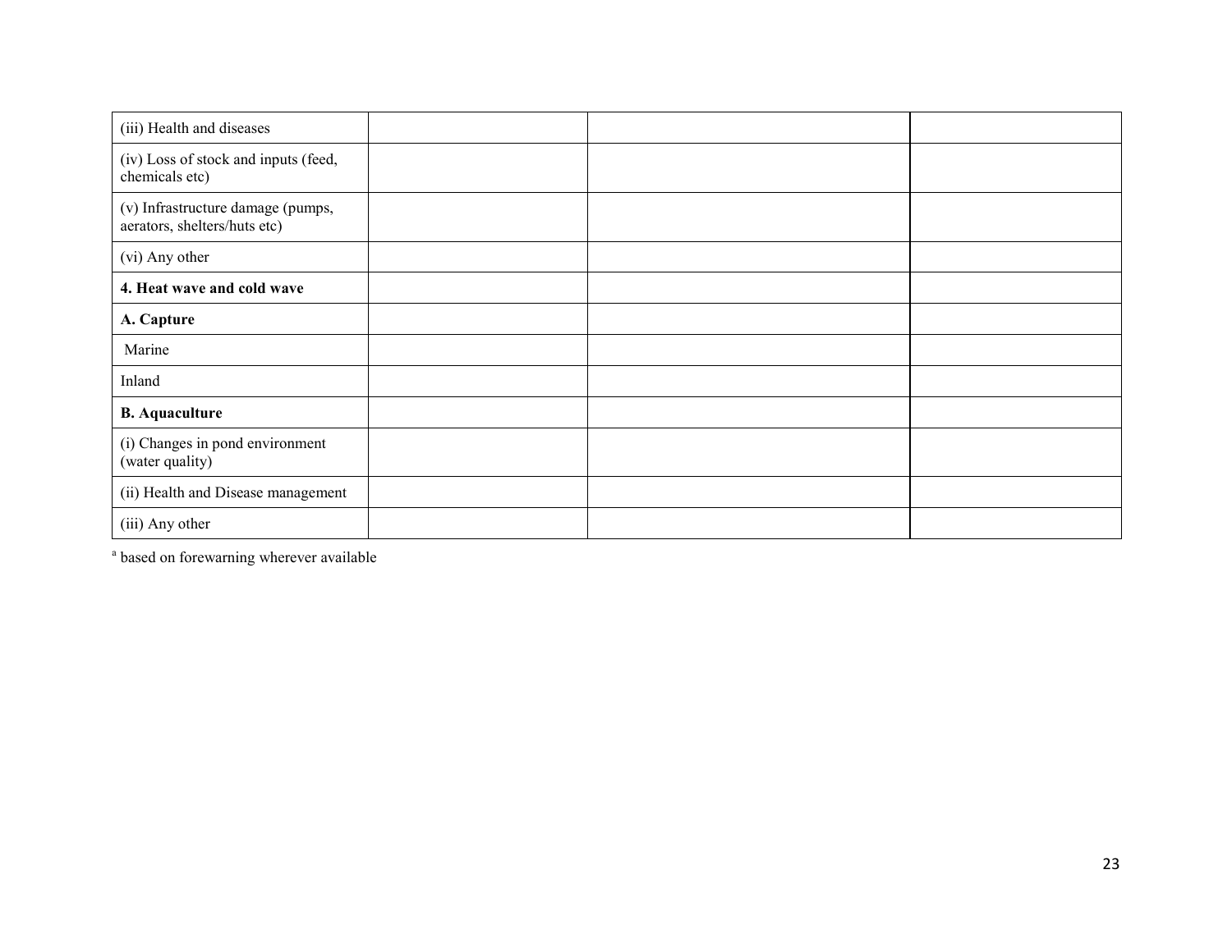| | | | |
|---|---|---|---|
| (iii) Health and diseases | | | |
| (iv) Loss of stock and inputs (feed, chemicals etc) | | | |
| (v) Infrastructure damage (pumps, aerators, shelters/huts etc) | | | |
| (vi) Any other | | | |
| **4. Heat wave and cold wave** | | | |
| **A. Capture** | | | |
| Marine | | | |
| Inland | | | |
| **B. Aquaculture** | | | |
| (i) Changes in pond environment (water quality) | | | |
| (ii) Health and Disease management | | | |
| (iii) Any other | | | |

[a] based on forewarning wherever available